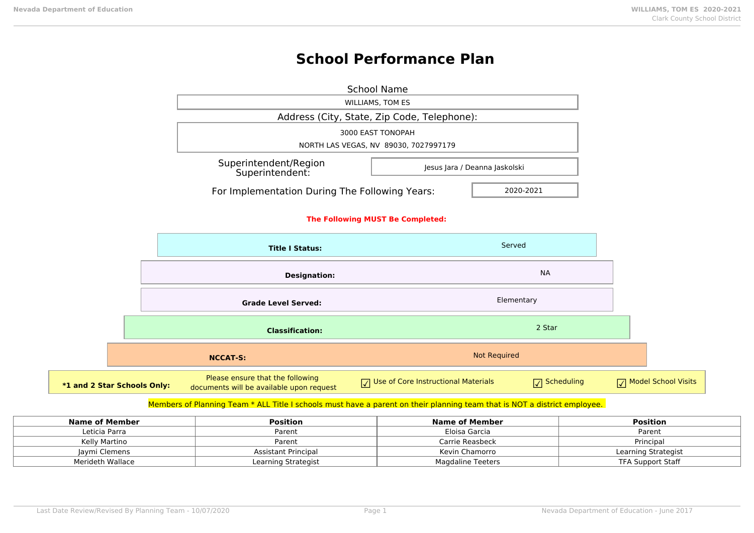# School Performance Plan

**School Name**

WILLIAMS, TOM ES

**Address (City, State, Zip Code, Telephone):**

3000 EAST TONOPAH

NORTH LAS VEGAS, NV 89030, 7027997179

**Superintendent/Region Superintendent:** Jesus Jara / Deanna Jaskolski

**For Implementation During The Following Years:** 2020-2021

**The Following MUST Be Completed:**

| | |
|---|---|
| **Title I Status:** | Served |
| **Designation:** | NA |
| **Grade Level Served:** | Elementary |
| **Classification:** | 2 Star |
| **NCCAT-S:** | Not Required |

**\*1 and 2 Star Schools Only:** Please ensure that the following documents will be available upon request

- ☑ Use of Core Instructional Materials
- ☑ Scheduling
- ☑ Model School Visits

Members of Planning Team * ALL Title I schools must have a parent on their planning team that is NOT a district employee.

| Name of Member | Position | Name of Member | Position |
|---|---|---|---|
| Leticia Parra | Parent | Eloisa Garcia | Parent |
| Kelly Martino | Parent | Carrie Reasbeck | Principal |
| Jaymi Clemens | Assistant Principal | Kevin Chamorro | Learning Strategist |
| Merideth Wallace | Learning Strategist | Magdaline Teeters | TFA Support Staff |

Last Date Review/Revised By Planning Team - 10/07/2020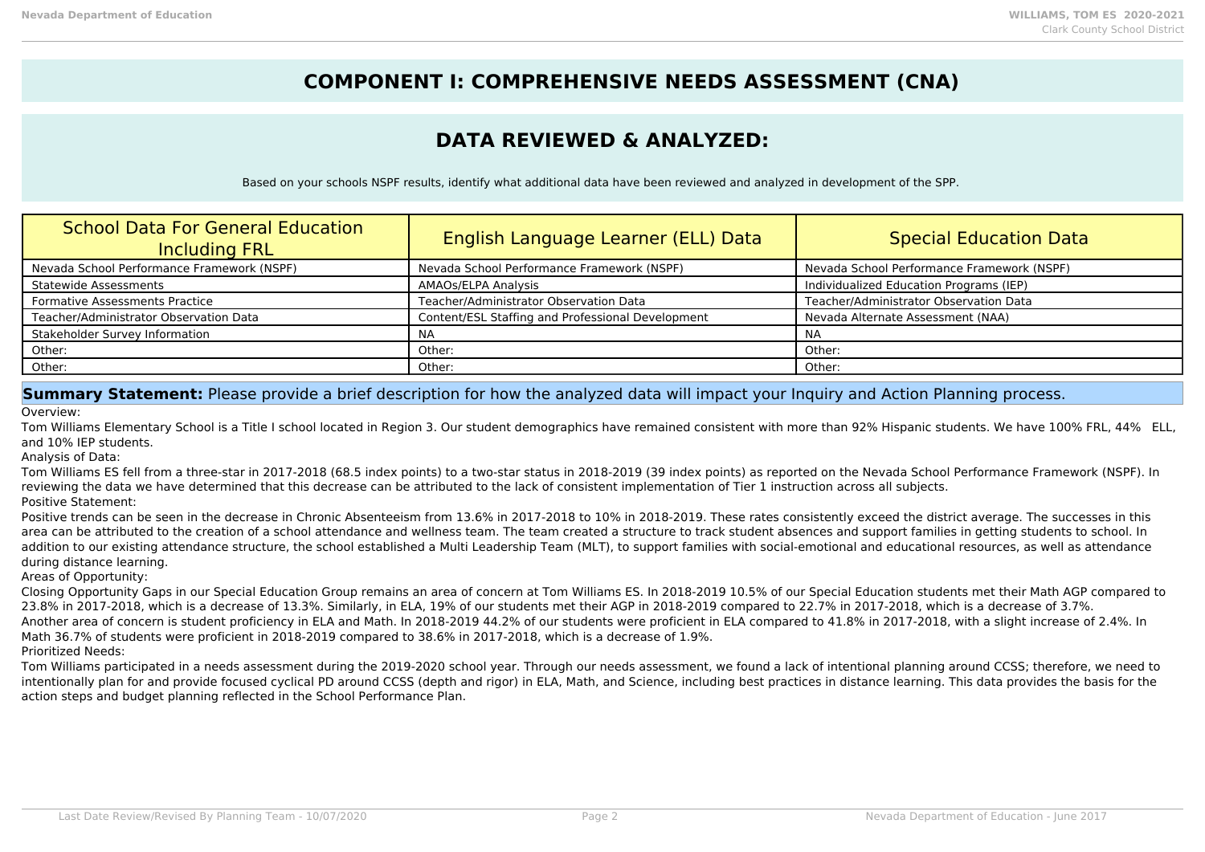# COMPONENT I: COMPREHENSIVE NEEDS ASSESSMENT (CNA)

## DATA REVIEWED & ANALYZED:

Based on your schools NSPF results, identify what additional data have been reviewed and analyzed in development of the SPP.

| School Data For General Education Including FRL | English Language Learner (ELL) Data | Special Education Data |
|---|---|---|
| Nevada School Performance Framework (NSPF) | Nevada School Performance Framework (NSPF) | Nevada School Performance Framework (NSPF) |
| Statewide Assessments | AMAOs/ELPA Analysis | Individualized Education Programs (IEP) |
| Formative Assessments Practice | Teacher/Administrator Observation Data | Teacher/Administrator Observation Data |
| Teacher/Administrator Observation Data | Content/ESL Staffing and Professional Development | Nevada Alternate Assessment (NAA) |
| Stakeholder Survey Information | NA | NA |
| Other: | Other: | Other: |
| Other: | Other: | Other: |

**Summary Statement:** Please provide a brief description for how the analyzed data will impact your Inquiry and Action Planning process.

Overview:

Tom Williams Elementary School is a Title I school located in Region 3. Our student demographics have remained consistent with more than 92% Hispanic students. We have 100% FRL, 44% ELL, and 10% IEP students.

Analysis of Data:

Tom Williams ES fell from a three-star in 2017-2018 (68.5 index points) to a two-star status in 2018-2019 (39 index points) as reported on the Nevada School Performance Framework (NSPF). In reviewing the data we have determined that this decrease can be attributed to the lack of consistent implementation of Tier 1 instruction across all subjects.

Positive Statement:

Positive trends can be seen in the decrease in Chronic Absenteeism from 13.6% in 2017-2018 to 10% in 2018-2019. These rates consistently exceed the district average. The successes in this area can be attributed to the creation of a school attendance and wellness team. The team created a structure to track student absences and support families in getting students to school. In addition to our existing attendance structure, the school established a Multi Leadership Team (MLT), to support families with social-emotional and educational resources, as well as attendance during distance learning.

Areas of Opportunity:

Closing Opportunity Gaps in our Special Education Group remains an area of concern at Tom Williams ES. In 2018-2019 10.5% of our Special Education students met their Math AGP compared to 23.8% in 2017-2018, which is a decrease of 13.3%. Similarly, in ELA, 19% of our students met their AGP in 2018-2019 compared to 22.7% in 2017-2018, which is a decrease of 3.7%.
Another area of concern is student proficiency in ELA and Math. In 2018-2019 44.2% of our students were proficient in ELA compared to 41.8% in 2017-2018, with a slight increase of 2.4%. In Math 36.7% of students were proficient in 2018-2019 compared to 38.6% in 2017-2018, which is a decrease of 1.9%.

Prioritized Needs:

Tom Williams participated in a needs assessment during the 2019-2020 school year. Through our needs assessment, we found a lack of intentional planning around CCSS; therefore, we need to intentionally plan for and provide focused cyclical PD around CCSS (depth and rigor) in ELA, Math, and Science, including best practices in distance learning. This data provides the basis for the action steps and budget planning reflected in the School Performance Plan.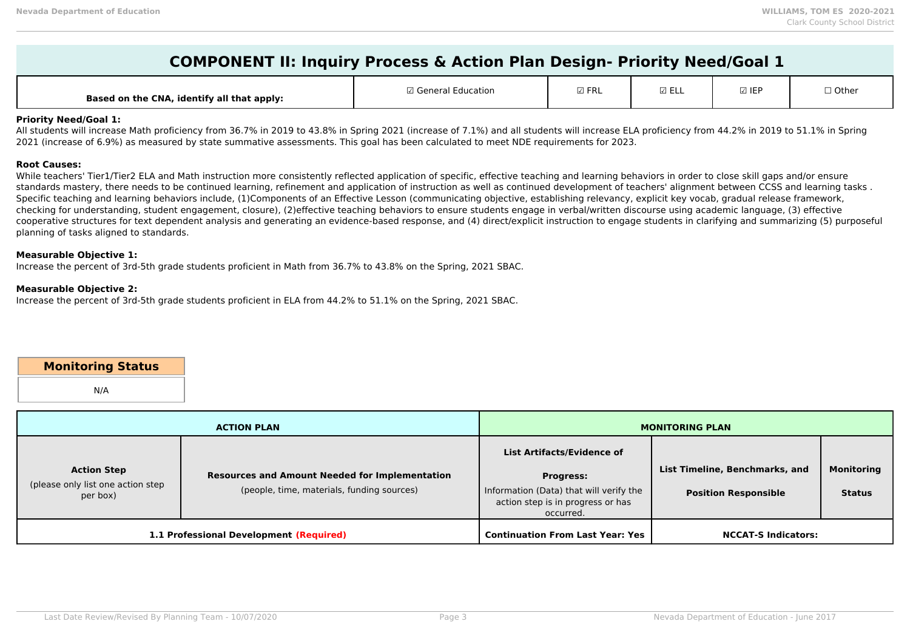# COMPONENT II: Inquiry Process & Action Plan Design- Priority Need/Goal 1

| Based on the CNA, identify all that apply: | ☑ General Education | ☑ FRL | ☑ ELL | ☑ IEP | ☐ Other |
|---|---|---|---|---|---|

**Priority Need/Goal 1:**
All students will increase Math proficiency from 36.7% in 2019 to 43.8% in Spring 2021 (increase of 7.1%) and all students will increase ELA proficiency from 44.2% in 2019 to 51.1% in Spring 2021 (increase of 6.9%) as measured by state summative assessments. This goal has been calculated to meet NDE requirements for 2023.

**Root Causes:**
While teachers' Tier1/Tier2 ELA and Math instruction more consistently reflected application of specific, effective teaching and learning behaviors in order to close skill gaps and/or ensure standards mastery, there needs to be continued learning, refinement and application of instruction as well as continued development of teachers' alignment between CCSS and learning tasks . Specific teaching and learning behaviors include, (1)Components of an Effective Lesson (communicating objective, establishing relevancy, explicit key vocab, gradual release framework, checking for understanding, student engagement, closure), (2)effective teaching behaviors to ensure students engage in verbal/written discourse using academic language, (3) effective cooperative structures for text dependent analysis and generating an evidence-based response, and (4) direct/explicit instruction to engage students in clarifying and summarizing (5) purposeful planning of tasks aligned to standards.

**Measurable Objective 1:**
Increase the percent of 3rd-5th grade students proficient in Math from 36.7% to 43.8% on the Spring, 2021 SBAC.

**Measurable Objective 2:**
Increase the percent of 3rd-5th grade students proficient in ELA from 44.2% to 51.1% on the Spring, 2021 SBAC.

| Monitoring Status |
|---|
| N/A |

| ACTION PLAN | | MONITORING PLAN | | |
|---|---|---|---|---|
| **Action Step** (please only list one action step per box) | **Resources and Amount Needed for Implementation** (people, time, materials, funding sources) | **List Artifacts/Evidence of Progress:** Information (Data) that will verify the action step is in progress or has occurred. | **List Timeline, Benchmarks, and Position Responsible** | **Monitoring Status** |
| **1.1 Professional Development (Required)** | | **Continuation From Last Year: Yes** | **NCCAT-S Indicators:** | |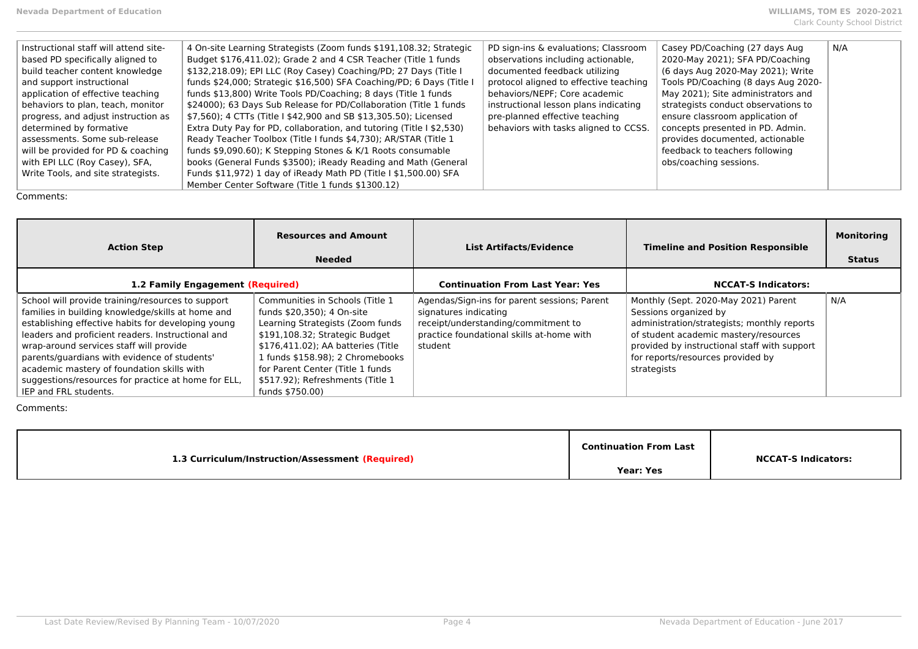| | | | | |
|---|---|---|---|---|
| Instructional staff will attend site-based PD specifically aligned to build teacher content knowledge and support instructional application of effective teaching behaviors to plan, teach, monitor progress, and adjust instruction as determined by formative assessments. Some sub-release will be provided for PD & coaching with EPI LLC (Roy Casey), SFA, Write Tools, and site strategists. | 4 On-site Learning Strategists (Zoom funds $191,108.32; Strategic Budget $176,411.02); Grade 2 and 4 CSR Teacher (Title 1 funds $132,218.09); EPI LLC (Roy Casey) Coaching/PD; 27 Days (Title I funds $24,000; Strategic $16,500) SFA Coaching/PD; 6 Days (Title I funds $13,800) Write Tools PD/Coaching; 8 days (Title 1 funds $24000); 63 Days Sub Release for PD/Collaboration (Title 1 funds $7,560); 4 CTTs (Title I $42,900 and SB $13,305.50); Licensed Extra Duty Pay for PD, collaboration, and tutoring (Title I $2,530) Ready Teacher Toolbox (Title I funds $4,730); AR/STAR (Title 1 funds $9,090.60); K Stepping Stones & K/1 Roots consumable books (General Funds $3500); iReady Reading and Math (General Funds $11,972) 1 day of iReady Math PD (Title I $1,500.00) SFA Member Center Software (Title 1 funds $1300.12) | PD sign-ins & evaluations; Classroom observations including actionable, documented feedback utilizing protocol aligned to effective teaching behaviors/NEPF; Core academic instructional lesson plans indicating pre-planned effective teaching behaviors with tasks aligned to CCSS. | Casey PD/Coaching (27 days Aug 2020-May 2021); SFA PD/Coaching (6 days Aug 2020-May 2021); Write Tools PD/Coaching (8 days Aug 2020-May 2021); Site administrators and strategists conduct observations to ensure classroom application of concepts presented in PD. Admin. provides documented, actionable feedback to teachers following obs/coaching sessions. | N/A |

Comments:

| Action Step | Resources and Amount Needed | List Artifacts/Evidence | Timeline and Position Responsible | Monitoring Status |
|---|---|---|---|---|
| **1.2 Family Engagement (Required)** | | **Continuation From Last Year: Yes** | **NCCAT-S Indicators:** | |
| School will provide training/resources to support families in building knowledge/skills at home and establishing effective habits for developing young leaders and proficient readers. Instructional and wrap-around services staff will provide parents/guardians with evidence of students' academic mastery of foundation skills with suggestions/resources for practice at home for ELL, IEP and FRL students. | Communities in Schools (Title 1 funds $20,350); 4 On-site Learning Strategists (Zoom funds $191,108.32; Strategic Budget $176,411.02); AA batteries (Title 1 funds $158.98); 2 Chromebooks for Parent Center (Title 1 funds $517.92); Refreshments (Title 1 funds $750.00) | Agendas/Sign-ins for parent sessions; Parent signatures indicating receipt/understanding/commitment to practice foundational skills at-home with student | Monthly (Sept. 2020-May 2021) Parent Sessions organized by administration/strategists; monthly reports of student academic mastery/resources provided by instructional staff with support for reports/resources provided by strategists | N/A |

Comments:

| 1.3 Curriculum/Instruction/Assessment (Required) | Continuation From Last Year: Yes | NCCAT-S Indicators: |
|---|---|---|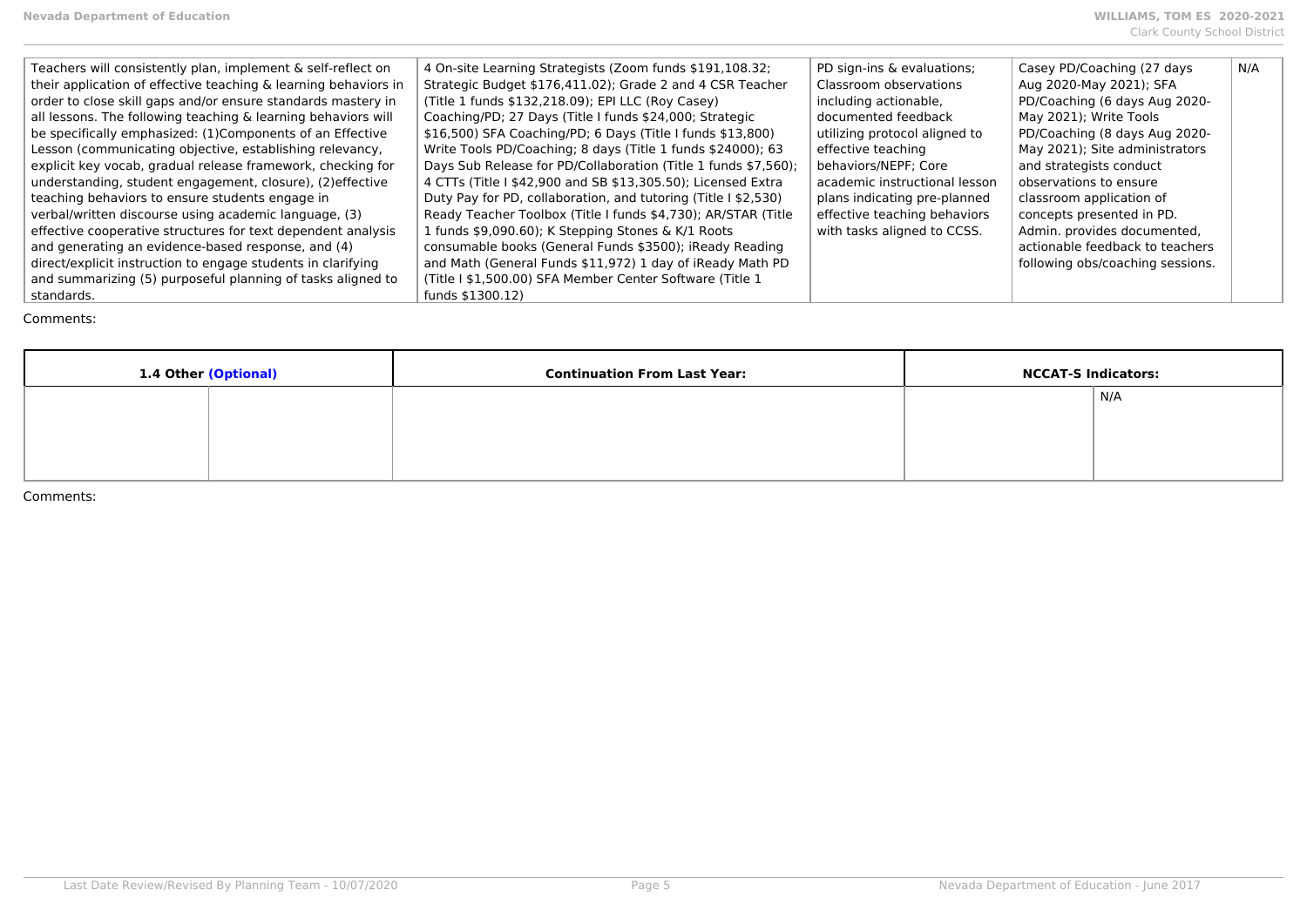| | | | | |
|---|---|---|---|---|
| Teachers will consistently plan, implement & self-reflect on their application of effective teaching & learning behaviors in order to close skill gaps and/or ensure standards mastery in all lessons. The following teaching & learning behaviors will be specifically emphasized: (1)Components of an Effective Lesson (communicating objective, establishing relevancy, explicit key vocab, gradual release framework, checking for understanding, student engagement, closure), (2)effective teaching behaviors to ensure students engage in verbal/written discourse using academic language, (3) effective cooperative structures for text dependent analysis and generating an evidence-based response, and (4) direct/explicit instruction to engage students in clarifying and summarizing (5) purposeful planning of tasks aligned to standards. | 4 On-site Learning Strategists (Zoom funds $191,108.32; Strategic Budget $176,411.02); Grade 2 and 4 CSR Teacher (Title 1 funds $132,218.09); EPI LLC (Roy Casey) Coaching/PD; 27 Days (Title I funds $24,000; Strategic $16,500) SFA Coaching/PD; 6 Days (Title I funds $13,800) Write Tools PD/Coaching; 8 days (Title 1 funds $24000); 63 Days Sub Release for PD/Collaboration (Title 1 funds $7,560); 4 CTTs (Title I $42,900 and SB $13,305.50); Licensed Extra Duty Pay for PD, collaboration, and tutoring (Title I $2,530) Ready Teacher Toolbox (Title I funds $4,730); AR/STAR (Title 1 funds $9,090.60); K Stepping Stones & K/1 Roots consumable books (General Funds $3500); iReady Reading and Math (General Funds $11,972) 1 day of iReady Math PD (Title I $1,500.00) SFA Member Center Software (Title 1 funds $1300.12) | PD sign-ins & evaluations; Classroom observations including actionable, documented feedback utilizing protocol aligned to effective teaching behaviors/NEPF; Core academic instructional lesson plans indicating pre-planned effective teaching behaviors with tasks aligned to CCSS. | Casey PD/Coaching (27 days Aug 2020-May 2021); SFA PD/Coaching (6 days Aug 2020-May 2021); Write Tools PD/Coaching (8 days Aug 2020-May 2021); Site administrators and strategists conduct observations to ensure classroom application of concepts presented in PD. Admin. provides documented, actionable feedback to teachers following obs/coaching sessions. | N/A |

Comments:

| **1.4 Other (Optional)** | | **Continuation From Last Year:** | **NCCAT-S Indicators:** | |
|---|---|---|---|---|
| | | | | N/A |

Comments: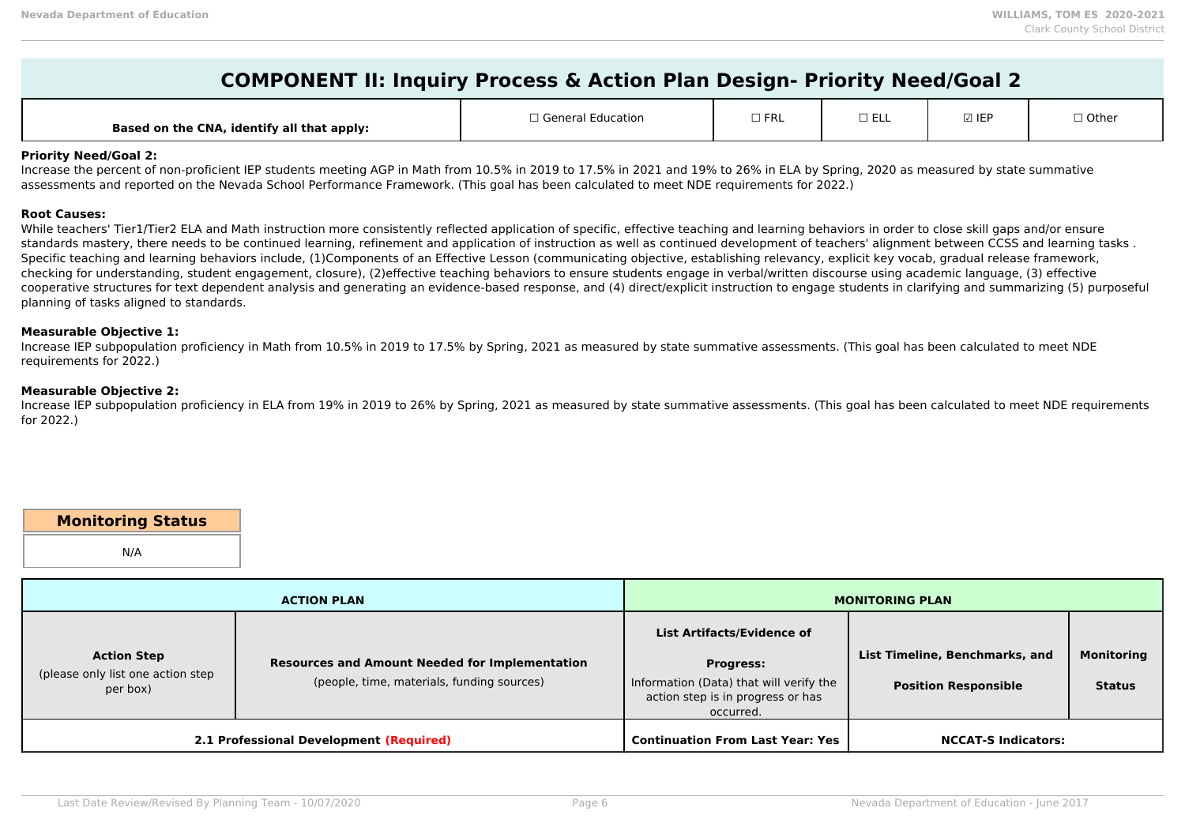# COMPONENT II: Inquiry Process & Action Plan Design- Priority Need/Goal 2

| Based on the CNA, identify all that apply: | ☐ General Education | ☐ FRL | ☐ ELL | ☑ IEP | ☐ Other |
|---|---|---|---|---|---|

**Priority Need/Goal 2:**
Increase the percent of non-proficient IEP students meeting AGP in Math from 10.5% in 2019 to 17.5% in 2021 and 19% to 26% in ELA by Spring, 2020 as measured by state summative assessments and reported on the Nevada School Performance Framework. (This goal has been calculated to meet NDE requirements for 2022.)

**Root Causes:**
While teachers' Tier1/Tier2 ELA and Math instruction more consistently reflected application of specific, effective teaching and learning behaviors in order to close skill gaps and/or ensure standards mastery, there needs to be continued learning, refinement and application of instruction as well as continued development of teachers' alignment between CCSS and learning tasks . Specific teaching and learning behaviors include, (1)Components of an Effective Lesson (communicating objective, establishing relevancy, explicit key vocab, gradual release framework, checking for understanding, student engagement, closure), (2)effective teaching behaviors to ensure students engage in verbal/written discourse using academic language, (3) effective cooperative structures for text dependent analysis and generating an evidence-based response, and (4) direct/explicit instruction to engage students in clarifying and summarizing (5) purposeful planning of tasks aligned to standards.

**Measurable Objective 1:**
Increase IEP subpopulation proficiency in Math from 10.5% in 2019 to 17.5% by Spring, 2021 as measured by state summative assessments. (This goal has been calculated to meet NDE requirements for 2022.)

**Measurable Objective 2:**
Increase IEP subpopulation proficiency in ELA from 19% in 2019 to 26% by Spring, 2021 as measured by state summative assessments. (This goal has been calculated to meet NDE requirements for 2022.)

| Monitoring Status |
|---|
| N/A |

| ACTION PLAN | | MONITORING PLAN | | |
|---|---|---|---|---|
| **Action Step** (please only list one action step per box) | **Resources and Amount Needed for Implementation** (people, time, materials, funding sources) | **List Artifacts/Evidence of Progress:** Information (Data) that will verify the action step is in progress or has occurred. | **List Timeline, Benchmarks, and Position Responsible** | **Monitoring Status** |
| **2.1 Professional Development (Required)** | | **Continuation From Last Year: Yes** | **NCCAT-S Indicators:** | |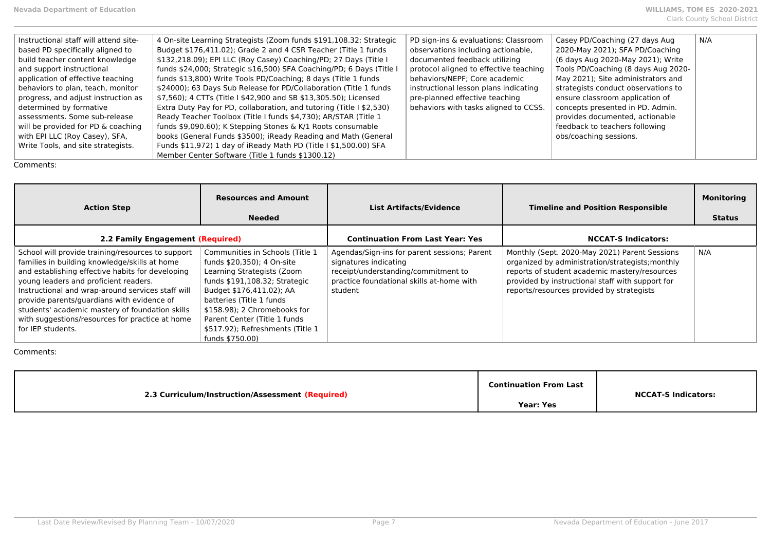| | | | | |
|---|---|---|---|---|
| Instructional staff will attend site-based PD specifically aligned to build teacher content knowledge and support instructional application of effective teaching behaviors to plan, teach, monitor progress, and adjust instruction as determined by formative assessments. Some sub-release will be provided for PD & coaching with EPI LLC (Roy Casey), SFA, Write Tools, and site strategists. | 4 On-site Learning Strategists (Zoom funds $191,108.32; Strategic Budget $176,411.02); Grade 2 and 4 CSR Teacher (Title 1 funds $132,218.09); EPI LLC (Roy Casey) Coaching/PD; 27 Days (Title I funds $24,000; Strategic $16,500) SFA Coaching/PD; 6 Days (Title I funds $13,800) Write Tools PD/Coaching; 8 days (Title 1 funds $24000); 63 Days Sub Release for PD/Collaboration (Title 1 funds $7,560); 4 CTTs (Title I $42,900 and SB $13,305.50); Licensed Extra Duty Pay for PD, collaboration, and tutoring (Title I $2,530) Ready Teacher Toolbox (Title I funds $4,730); AR/STAR (Title 1 funds $9,090.60); K Stepping Stones & K/1 Roots consumable books (General Funds $3500); iReady Reading and Math (General Funds $11,972) 1 day of iReady Math PD (Title I $1,500.00) SFA Member Center Software (Title 1 funds $1300.12) | PD sign-ins & evaluations; Classroom observations including actionable, documented feedback utilizing protocol aligned to effective teaching behaviors/NEPF; Core academic instructional lesson plans indicating pre-planned effective teaching behaviors with tasks aligned to CCSS. | Casey PD/Coaching (27 days Aug 2020-May 2021); SFA PD/Coaching (6 days Aug 2020-May 2021); Write Tools PD/Coaching (8 days Aug 2020-May 2021); Site administrators and strategists conduct observations to ensure classroom application of concepts presented in PD. Admin. provides documented, actionable feedback to teachers following obs/coaching sessions. | N/A |

Comments:

| Action Step | Resources and Amount Needed | List Artifacts/Evidence | Timeline and Position Responsible | Monitoring Status |
|---|---|---|---|---|
| **2.2 Family Engagement (Required)** | | **Continuation From Last Year: Yes** | **NCCAT-S Indicators:** | |
| School will provide training/resources to support families in building knowledge/skills at home and establishing effective habits for developing young leaders and proficient readers. Instructional and wrap-around services staff will provide parents/guardians with evidence of students' academic mastery of foundation skills with suggestions/resources for practice at home for IEP students. | Communities in Schools (Title 1 funds $20,350); 4 On-site Learning Strategists (Zoom funds $191,108.32; Strategic Budget $176,411.02); AA batteries (Title 1 funds $158.98); 2 Chromebooks for Parent Center (Title 1 funds $517.92); Refreshments (Title 1 funds $750.00) | Agendas/Sign-ins for parent sessions; Parent signatures indicating receipt/understanding/commitment to practice foundational skills at-home with student | Monthly (Sept. 2020-May 2021) Parent Sessions organized by administration/strategists;monthly reports of student academic mastery/resources provided by instructional staff with support for reports/resources provided by strategists | N/A |

Comments:

| 2.3 Curriculum/Instruction/Assessment (Required) | Continuation From Last Year: Yes | NCCAT-S Indicators: |
|---|---|---|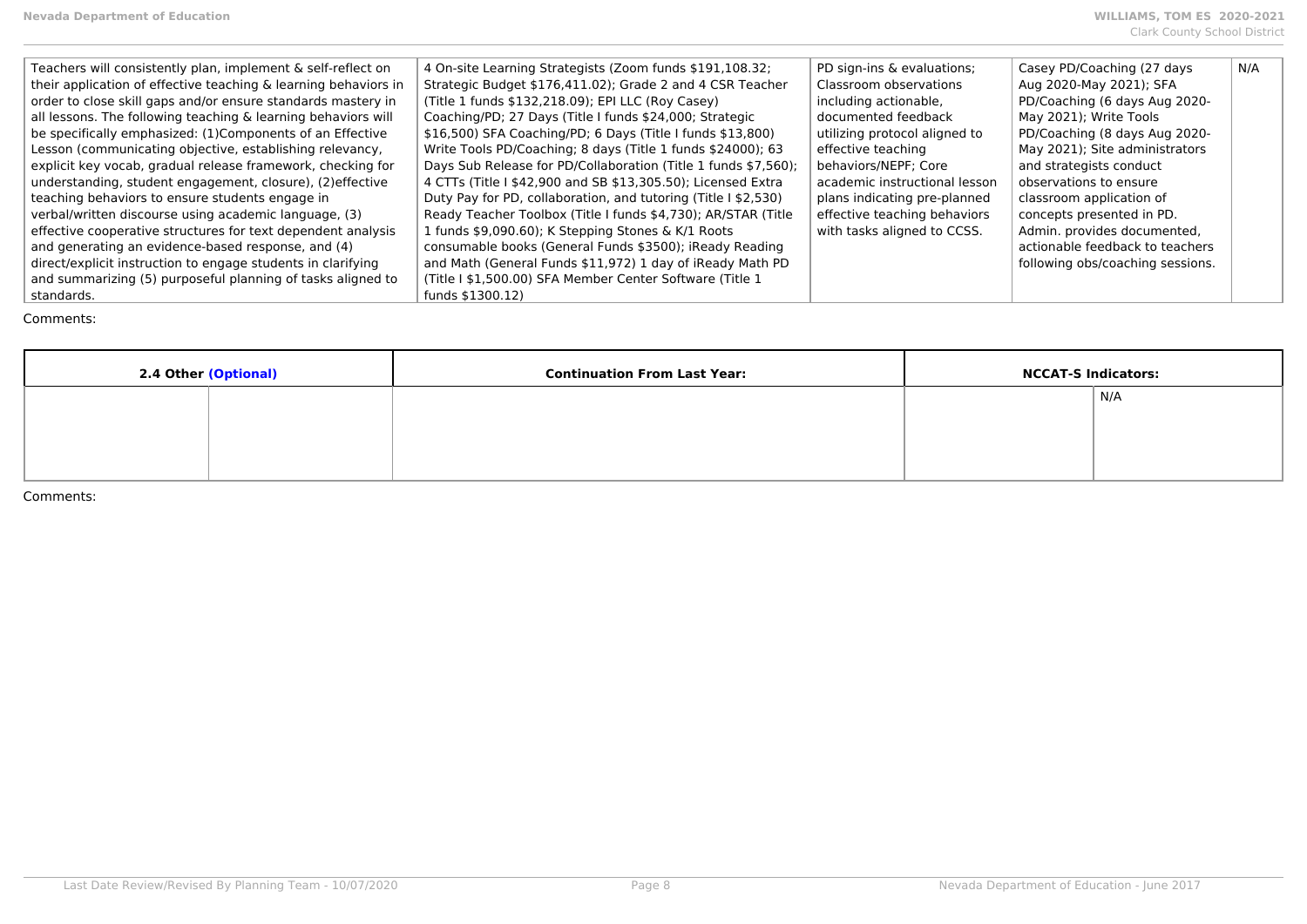| | | | | |
|---|---|---|---|---|
| Teachers will consistently plan, implement & self-reflect on their application of effective teaching & learning behaviors in order to close skill gaps and/or ensure standards mastery in all lessons. The following teaching & learning behaviors will be specifically emphasized: (1)Components of an Effective Lesson (communicating objective, establishing relevancy, explicit key vocab, gradual release framework, checking for understanding, student engagement, closure), (2)effective teaching behaviors to ensure students engage in verbal/written discourse using academic language, (3) effective cooperative structures for text dependent analysis and generating an evidence-based response, and (4) direct/explicit instruction to engage students in clarifying and summarizing (5) purposeful planning of tasks aligned to standards. | 4 On-site Learning Strategists (Zoom funds $191,108.32; Strategic Budget $176,411.02); Grade 2 and 4 CSR Teacher (Title 1 funds $132,218.09); EPI LLC (Roy Casey) Coaching/PD; 27 Days (Title I funds $24,000; Strategic $16,500) SFA Coaching/PD; 6 Days (Title I funds $13,800) Write Tools PD/Coaching; 8 days (Title 1 funds $24000); 63 Days Sub Release for PD/Collaboration (Title 1 funds $7,560); 4 CTTs (Title I $42,900 and SB $13,305.50); Licensed Extra Duty Pay for PD, collaboration, and tutoring (Title I $2,530) Ready Teacher Toolbox (Title I funds $4,730); AR/STAR (Title 1 funds $9,090.60); K Stepping Stones & K/1 Roots consumable books (General Funds $3500); iReady Reading and Math (General Funds $11,972) 1 day of iReady Math PD (Title I $1,500.00) SFA Member Center Software (Title 1 funds $1300.12) | PD sign-ins & evaluations; Classroom observations including actionable, documented feedback utilizing protocol aligned to effective teaching behaviors/NEPF; Core academic instructional lesson plans indicating pre-planned effective teaching behaviors with tasks aligned to CCSS. | Casey PD/Coaching (27 days Aug 2020-May 2021); SFA PD/Coaching (6 days Aug 2020-May 2021); Write Tools PD/Coaching (8 days Aug 2020-May 2021); Site administrators and strategists conduct observations to ensure classroom application of concepts presented in PD. Admin. provides documented, actionable feedback to teachers following obs/coaching sessions. | N/A |

Comments:

| **2.4 Other (Optional)** | | **Continuation From Last Year:** | **NCCAT-S Indicators:** | |
|---|---|---|---|---|
| | | | | N/A |

Comments: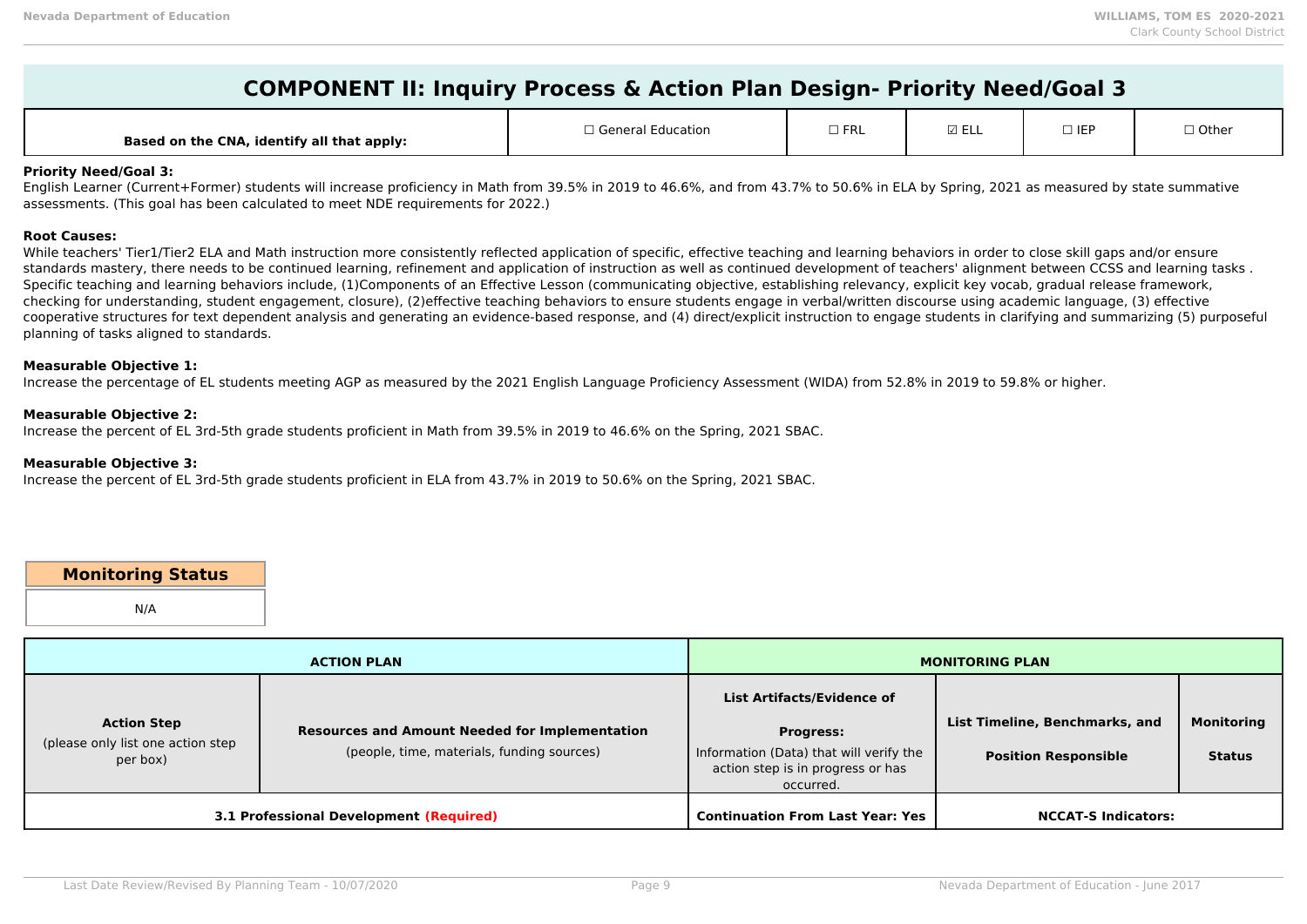# COMPONENT II: Inquiry Process & Action Plan Design- Priority Need/Goal 3

| Based on the CNA, identify all that apply: | ☐ General Education | ☐ FRL | ☑ ELL | ☐ IEP | ☐ Other |
|---|---|---|---|---|---|

**Priority Need/Goal 3:**
English Learner (Current+Former) students will increase proficiency in Math from 39.5% in 2019 to 46.6%, and from 43.7% to 50.6% in ELA by Spring, 2021 as measured by state summative assessments. (This goal has been calculated to meet NDE requirements for 2022.)

**Root Causes:**
While teachers' Tier1/Tier2 ELA and Math instruction more consistently reflected application of specific, effective teaching and learning behaviors in order to close skill gaps and/or ensure standards mastery, there needs to be continued learning, refinement and application of instruction as well as continued development of teachers' alignment between CCSS and learning tasks . Specific teaching and learning behaviors include, (1)Components of an Effective Lesson (communicating objective, establishing relevancy, explicit key vocab, gradual release framework, checking for understanding, student engagement, closure), (2)effective teaching behaviors to ensure students engage in verbal/written discourse using academic language, (3) effective cooperative structures for text dependent analysis and generating an evidence-based response, and (4) direct/explicit instruction to engage students in clarifying and summarizing (5) purposeful planning of tasks aligned to standards.

**Measurable Objective 1:**
Increase the percentage of EL students meeting AGP as measured by the 2021 English Language Proficiency Assessment (WIDA) from 52.8% in 2019 to 59.8% or higher.

**Measurable Objective 2:**
Increase the percent of EL 3rd-5th grade students proficient in Math from 39.5% in 2019 to 46.6% on the Spring, 2021 SBAC.

**Measurable Objective 3:**
Increase the percent of EL 3rd-5th grade students proficient in ELA from 43.7% in 2019 to 50.6% on the Spring, 2021 SBAC.

| Monitoring Status |
|---|
| N/A |

| ACTION PLAN | | MONITORING PLAN | | |
|---|---|---|---|---|
| **Action Step** (please only list one action step per box) | **Resources and Amount Needed for Implementation** (people, time, materials, funding sources) | **List Artifacts/Evidence of Progress:** Information (Data) that will verify the action step is in progress or has occurred. | **List Timeline, Benchmarks, and Position Responsible** | **Monitoring Status** |
| **3.1 Professional Development (Required)** | | **Continuation From Last Year: Yes** | **NCCAT-S Indicators:** | |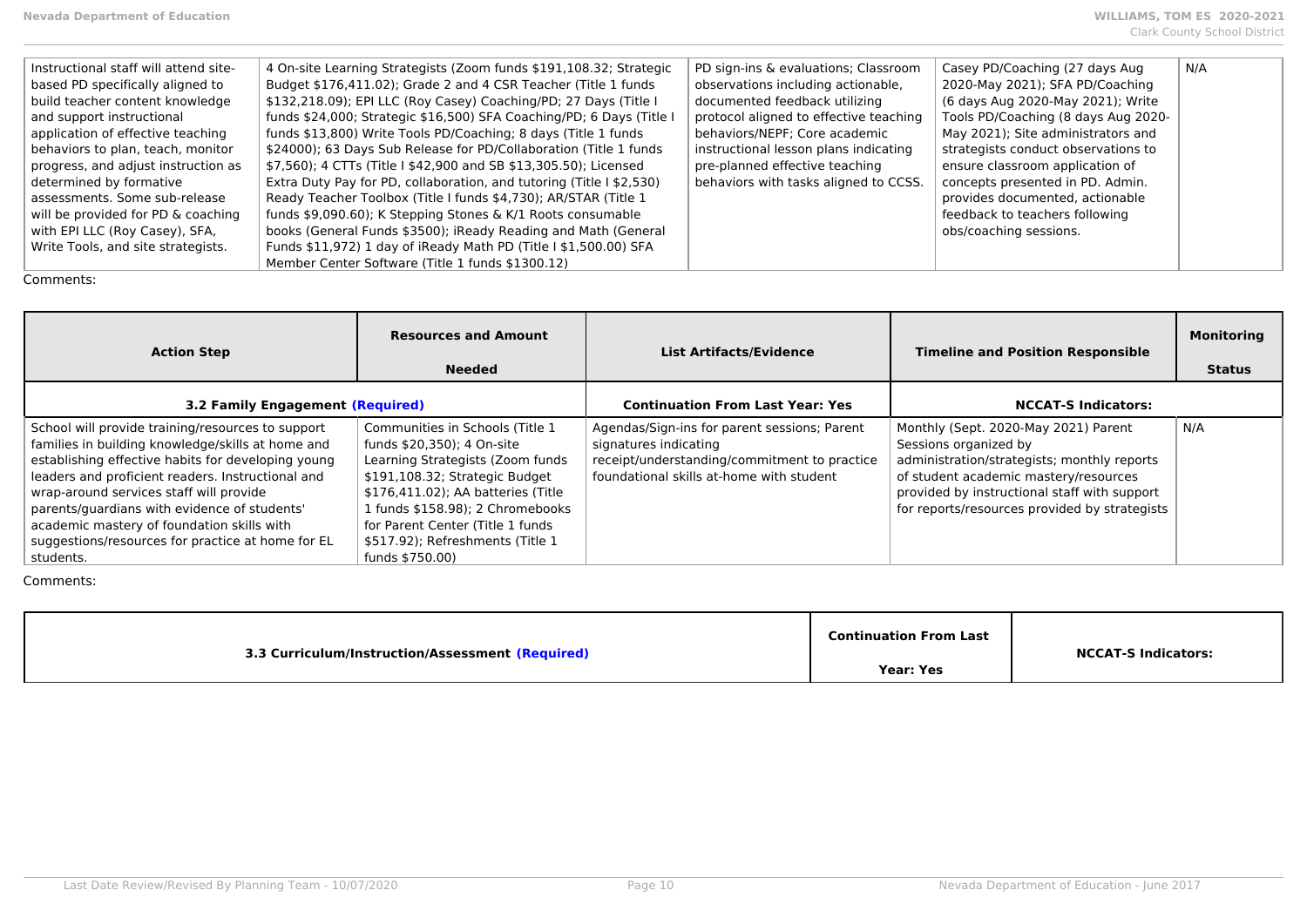| | | | | |
|---|---|---|---|---|
| Instructional staff will attend site-based PD specifically aligned to build teacher content knowledge and support instructional application of effective teaching behaviors to plan, teach, monitor progress, and adjust instruction as determined by formative assessments. Some sub-release will be provided for PD & coaching with EPI LLC (Roy Casey), SFA, Write Tools, and site strategists. | 4 On-site Learning Strategists (Zoom funds $191,108.32; Strategic Budget $176,411.02); Grade 2 and 4 CSR Teacher (Title 1 funds $132,218.09); EPI LLC (Roy Casey) Coaching/PD; 27 Days (Title I funds $24,000; Strategic $16,500) SFA Coaching/PD; 6 Days (Title I funds $13,800) Write Tools PD/Coaching; 8 days (Title 1 funds $7,560); 4 CTTs (Title I $42,900 and SB $13,305.50); Licensed Extra Duty Pay for PD, collaboration, and tutoring (Title I $2,530) Ready Teacher Toolbox (Title I funds $4,730); AR/STAR (Title 1 funds $9,090.60); K Stepping Stones & K/1 Roots consumable books (General Funds $3500); iReady Reading and Math (General Funds $11,972) 1 day of iReady Math PD (Title I $1,500.00) SFA Member Center Software (Title 1 funds $1300.12) | PD sign-ins & evaluations; Classroom observations including actionable, documented feedback utilizing protocol aligned to effective teaching behaviors/NEPF; Core academic instructional lesson plans indicating pre-planned effective teaching behaviors with tasks aligned to CCSS. | Casey PD/Coaching (27 days Aug 2020-May 2021); SFA PD/Coaching (6 days Aug 2020-May 2021); Write Tools PD/Coaching (8 days Aug 2020-May 2021); Site administrators and strategists conduct observations to ensure classroom application of concepts presented in PD. Admin. provides documented, actionable feedback to teachers following obs/coaching sessions. | N/A |

Comments:

| Action Step | Resources and Amount Needed | List Artifacts/Evidence | Timeline and Position Responsible | Monitoring Status |
|---|---|---|---|---|
| **3.2 Family Engagement (Required)** | | **Continuation From Last Year: Yes** | **NCCAT-S Indicators:** | |
| School will provide training/resources to support families in building knowledge/skills at home and establishing effective habits for developing young leaders and proficient readers. Instructional and wrap-around services staff will provide parents/guardians with evidence of students' academic mastery of foundation skills with suggestions/resources for practice at home for EL students. | Communities in Schools (Title 1 funds $20,350); 4 On-site Learning Strategists (Zoom funds $191,108.32; Strategic Budget $176,411.02); AA batteries (Title 1 funds $158.98); 2 Chromebooks for Parent Center (Title 1 funds $517.92); Refreshments (Title 1 funds $750.00) | Agendas/Sign-ins for parent sessions; Parent signatures indicating receipt/understanding/commitment to practice foundational skills at-home with student | Monthly (Sept. 2020-May 2021) Parent Sessions organized by administration/strategists; monthly reports of student academic mastery/resources provided by instructional staff with support for reports/resources provided by strategists | N/A |

Comments:

| 3.3 Curriculum/Instruction/Assessment (Required) | Continuation From Last Year: Yes | NCCAT-S Indicators: |
|---|---|---|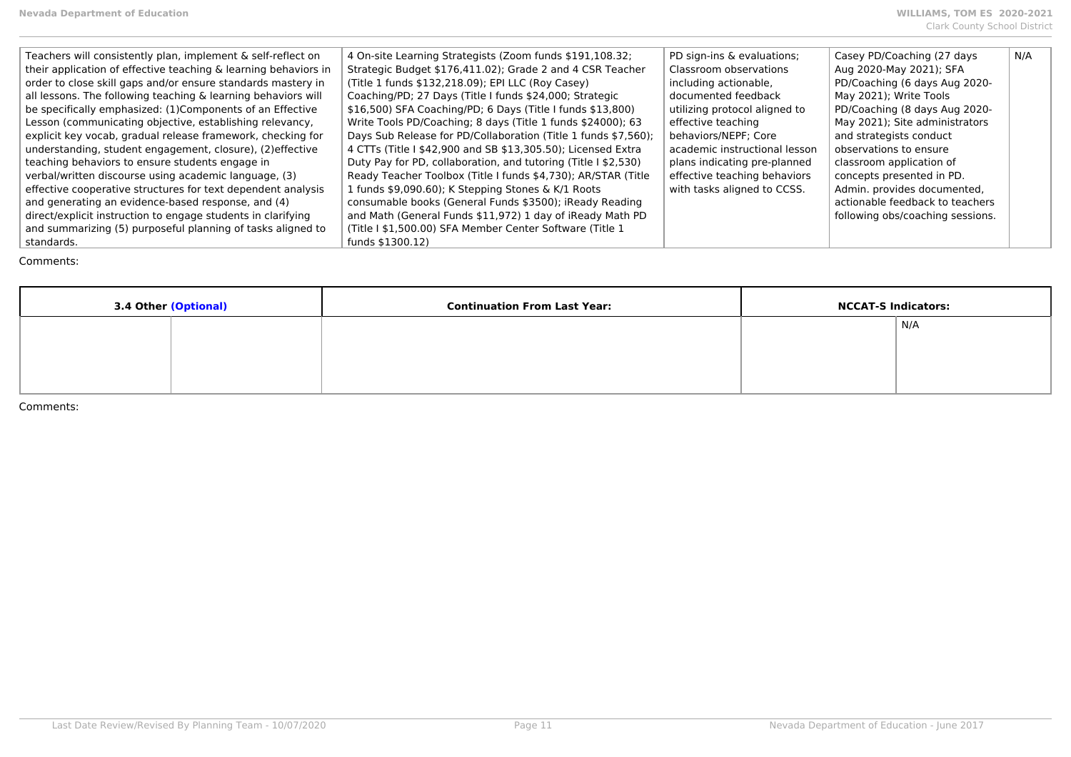| | | | | |
|---|---|---|---|---|
| Teachers will consistently plan, implement & self-reflect on their application of effective teaching & learning behaviors in order to close skill gaps and/or ensure standards mastery in all lessons. The following teaching & learning behaviors will be specifically emphasized: (1)Components of an Effective Lesson (communicating objective, establishing relevancy, explicit key vocab, gradual release framework, checking for understanding, student engagement, closure), (2)effective teaching behaviors to ensure students engage in verbal/written discourse using academic language, (3) effective cooperative structures for text dependent analysis and generating an evidence-based response, and (4) direct/explicit instruction to engage students in clarifying and summarizing (5) purposeful planning of tasks aligned to standards. | 4 On-site Learning Strategists (Zoom funds $191,108.32; Strategic Budget $176,411.02); Grade 2 and 4 CSR Teacher (Title 1 funds $132,218.09); EPI LLC (Roy Casey) Coaching/PD; 27 Days (Title I funds $24,000; Strategic $16,500) SFA Coaching/PD; 6 Days (Title I funds $13,800) Write Tools PD/Coaching; 8 days (Title 1 funds $24000); 63 Days Sub Release for PD/Collaboration (Title 1 funds $7,560); 4 CTTs (Title I $42,900 and SB $13,305.50); Licensed Extra Duty Pay for PD, collaboration, and tutoring (Title I $2,530) Ready Teacher Toolbox (Title I funds $4,730); AR/STAR (Title 1 funds $9,090.60); K Stepping Stones & K/1 Roots consumable books (General Funds $3500); iReady Reading and Math (General Funds $11,972) 1 day of iReady Math PD (Title I $1,500.00) SFA Member Center Software (Title 1 funds $1300.12) | PD sign-ins & evaluations; Classroom observations including actionable, documented feedback utilizing protocol aligned to effective teaching behaviors/NEPF; Core academic instructional lesson plans indicating pre-planned effective teaching behaviors with tasks aligned to CCSS. | Casey PD/Coaching (27 days Aug 2020-May 2021); SFA PD/Coaching (6 days Aug 2020-May 2021); Write Tools PD/Coaching (8 days Aug 2020-May 2021); Site administrators and strategists conduct observations to ensure classroom application of concepts presented in PD. Admin. provides documented, actionable feedback to teachers following obs/coaching sessions. | N/A |

Comments:

| **3.4 Other (Optional)** | | **Continuation From Last Year:** | **NCCAT-S Indicators:** | |
|---|---|---|---|---|
| | | | | N/A |

Comments: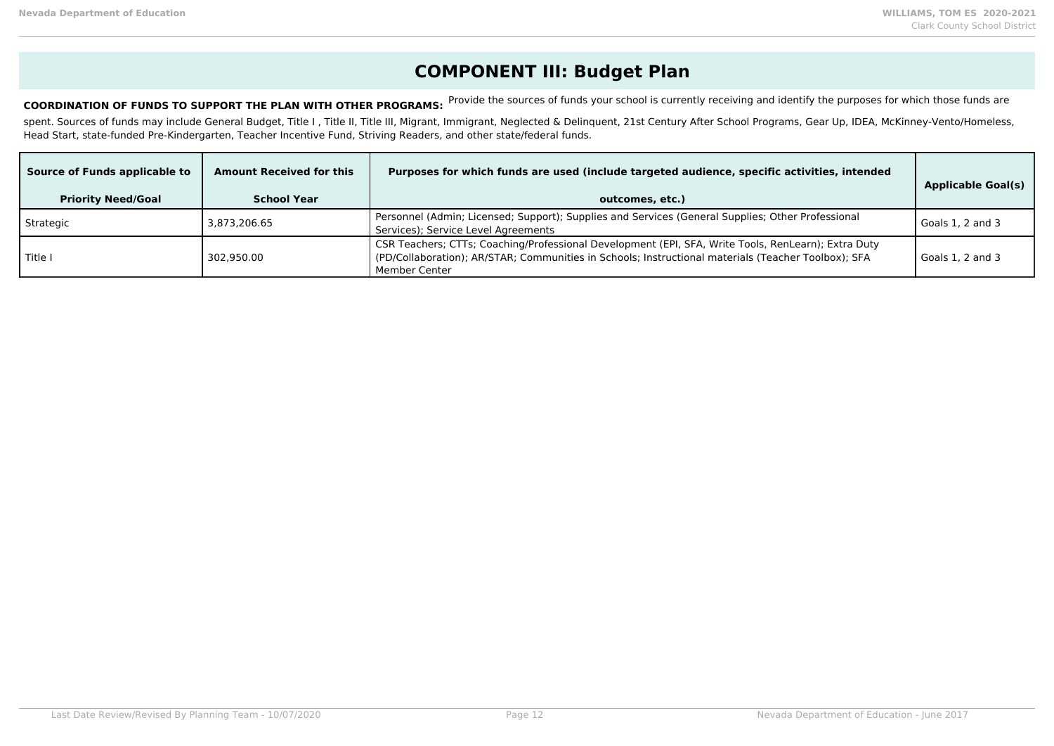# COMPONENT III: Budget Plan

**COORDINATION OF FUNDS TO SUPPORT THE PLAN WITH OTHER PROGRAMS:** Provide the sources of funds your school is currently receiving and identify the purposes for which those funds are spent. Sources of funds may include General Budget, Title I , Title II, Title III, Migrant, Immigrant, Neglected & Delinquent, 21st Century After School Programs, Gear Up, IDEA, McKinney-Vento/Homeless, Head Start, state-funded Pre-Kindergarten, Teacher Incentive Fund, Striving Readers, and other state/federal funds.

| Source of Funds applicable to Priority Need/Goal | Amount Received for this School Year | Purposes for which funds are used (include targeted audience, specific activities, intended outcomes, etc.) | Applicable Goal(s) |
|---|---|---|---|
| Strategic | 3,873,206.65 | Personnel (Admin; Licensed; Support); Supplies and Services (General Supplies; Other Professional Services); Service Level Agreements | Goals 1, 2 and 3 |
| Title I | 302,950.00 | CSR Teachers; CTTs; Coaching/Professional Development (EPI, SFA, Write Tools, RenLearn); Extra Duty (PD/Collaboration); AR/STAR; Communities in Schools; Instructional materials (Teacher Toolbox); SFA Member Center | Goals 1, 2 and 3 |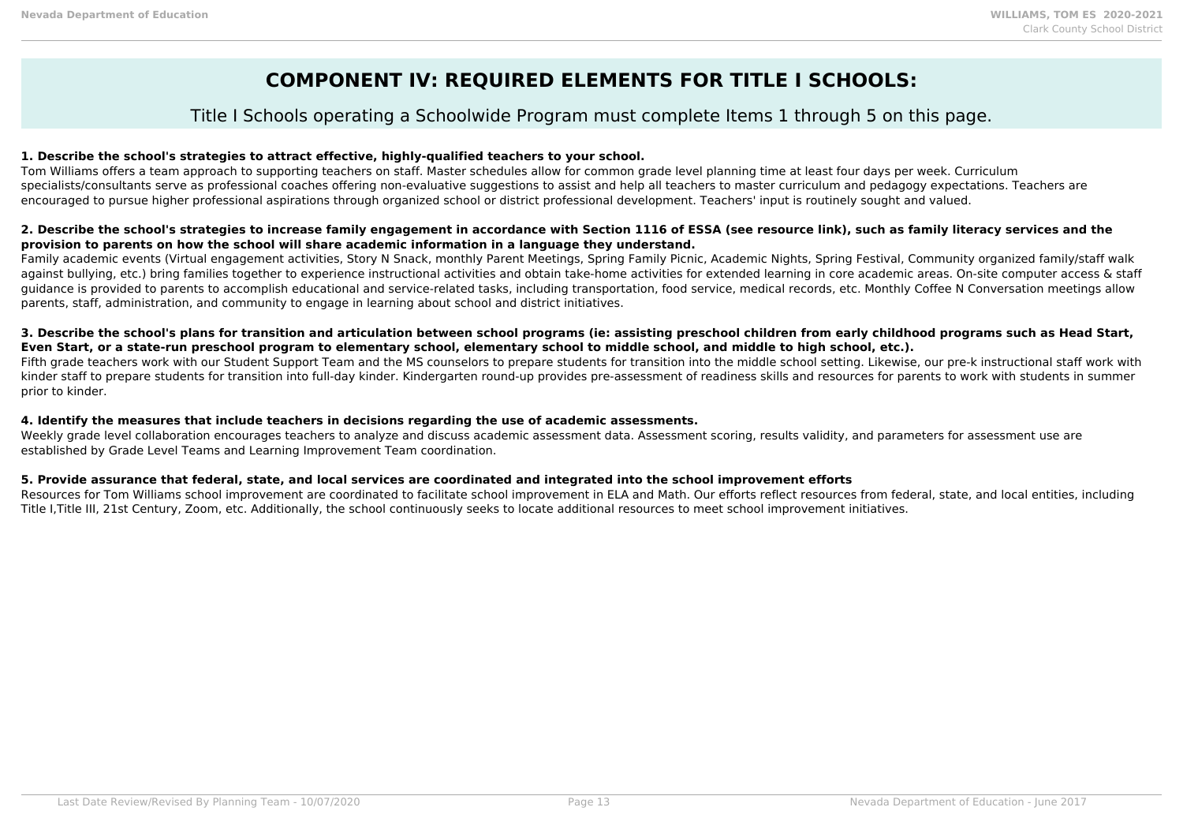# COMPONENT IV: REQUIRED ELEMENTS FOR TITLE I SCHOOLS:

Title I Schools operating a Schoolwide Program must complete Items 1 through 5 on this page.

**1. Describe the school's strategies to attract effective, highly-qualified teachers to your school.**

Tom Williams offers a team approach to supporting teachers on staff. Master schedules allow for common grade level planning time at least four days per week. Curriculum specialists/consultants serve as professional coaches offering non-evaluative suggestions to assist and help all teachers to master curriculum and pedagogy expectations. Teachers are encouraged to pursue higher professional aspirations through organized school or district professional development. Teachers' input is routinely sought and valued.

**2. Describe the school's strategies to increase family engagement in accordance with Section 1116 of ESSA (see resource link), such as family literacy services and the provision to parents on how the school will share academic information in a language they understand.**

Family academic events (Virtual engagement activities, Story N Snack, monthly Parent Meetings, Spring Family Picnic, Academic Nights, Spring Festival, Community organized family/staff walk against bullying, etc.) bring families together to experience instructional activities and obtain take-home activities for extended learning in core academic areas. On-site computer access & staff guidance is provided to parents to accomplish educational and service-related tasks, including transportation, food service, medical records, etc. Monthly Coffee N Conversation meetings allow parents, staff, administration, and community to engage in learning about school and district initiatives.

**3. Describe the school's plans for transition and articulation between school programs (ie: assisting preschool children from early childhood programs such as Head Start, Even Start, or a state-run preschool program to elementary school, elementary school to middle school, and middle to high school, etc.).**

Fifth grade teachers work with our Student Support Team and the MS counselors to prepare students for transition into the middle school setting. Likewise, our pre-k instructional staff work with kinder staff to prepare students for transition into full-day kinder. Kindergarten round-up provides pre-assessment of readiness skills and resources for parents to work with students in summer prior to kinder.

**4. Identify the measures that include teachers in decisions regarding the use of academic assessments.**

Weekly grade level collaboration encourages teachers to analyze and discuss academic assessment data. Assessment scoring, results validity, and parameters for assessment use are established by Grade Level Teams and Learning Improvement Team coordination.

**5. Provide assurance that federal, state, and local services are coordinated and integrated into the school improvement efforts**

Resources for Tom Williams school improvement are coordinated to facilitate school improvement in ELA and Math. Our efforts reflect resources from federal, state, and local entities, including Title I,Title III, 21st Century, Zoom, etc. Additionally, the school continuously seeks to locate additional resources to meet school improvement initiatives.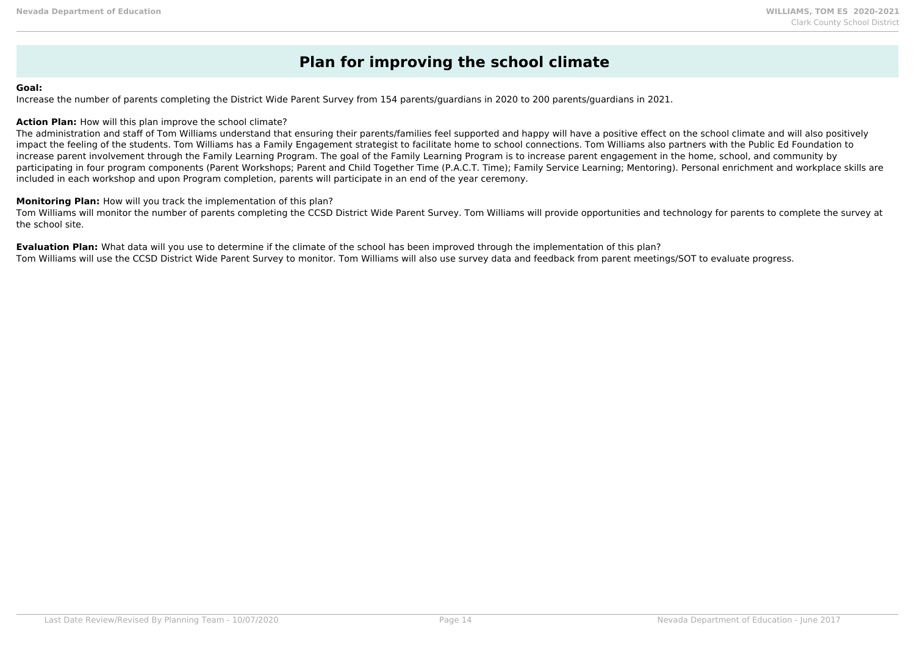# Plan for improving the school climate

**Goal:**
Increase the number of parents completing the District Wide Parent Survey from 154 parents/guardians in 2020 to 200 parents/guardians in 2021.

**Action Plan:** How will this plan improve the school climate?
The administration and staff of Tom Williams understand that ensuring their parents/families feel supported and happy will have a positive effect on the school climate and will also positively impact the feeling of the students. Tom Williams has a Family Engagement strategist to facilitate home to school connections. Tom Williams also partners with the Public Ed Foundation to increase parent involvement through the Family Learning Program. The goal of the Family Learning Program is to increase parent engagement in the home, school, and community by participating in four program components (Parent Workshops; Parent and Child Together Time (P.A.C.T. Time); Family Service Learning; Mentoring). Personal enrichment and workplace skills are included in each workshop and upon Program completion, parents will participate in an end of the year ceremony.

**Monitoring Plan:** How will you track the implementation of this plan?
Tom Williams will monitor the number of parents completing the CCSD District Wide Parent Survey. Tom Williams will provide opportunities and technology for parents to complete the survey at the school site.

**Evaluation Plan:** What data will you use to determine if the climate of the school has been improved through the implementation of this plan?
Tom Williams will use the CCSD District Wide Parent Survey to monitor. Tom Williams will also use survey data and feedback from parent meetings/SOT to evaluate progress.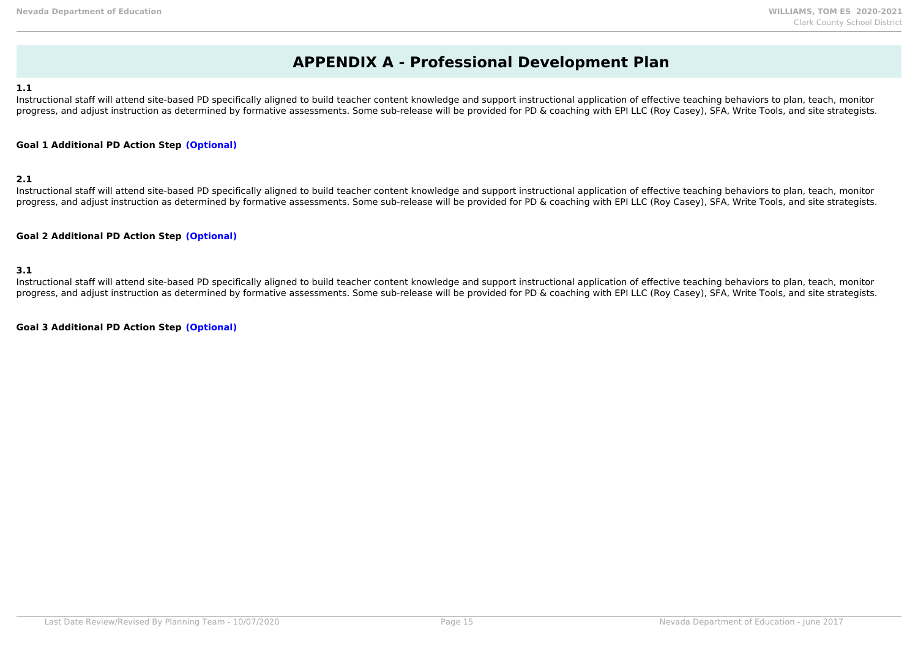# APPENDIX A - Professional Development Plan

**1.1**

Instructional staff will attend site-based PD specifically aligned to build teacher content knowledge and support instructional application of effective teaching behaviors to plan, teach, monitor progress, and adjust instruction as determined by formative assessments. Some sub-release will be provided for PD & coaching with EPI LLC (Roy Casey), SFA, Write Tools, and site strategists.

**Goal 1 Additional PD Action Step (Optional)**

**2.1**

Instructional staff will attend site-based PD specifically aligned to build teacher content knowledge and support instructional application of effective teaching behaviors to plan, teach, monitor progress, and adjust instruction as determined by formative assessments. Some sub-release will be provided for PD & coaching with EPI LLC (Roy Casey), SFA, Write Tools, and site strategists.

**Goal 2 Additional PD Action Step (Optional)**

**3.1**

Instructional staff will attend site-based PD specifically aligned to build teacher content knowledge and support instructional application of effective teaching behaviors to plan, teach, monitor progress, and adjust instruction as determined by formative assessments. Some sub-release will be provided for PD & coaching with EPI LLC (Roy Casey), SFA, Write Tools, and site strategists.

**Goal 3 Additional PD Action Step (Optional)**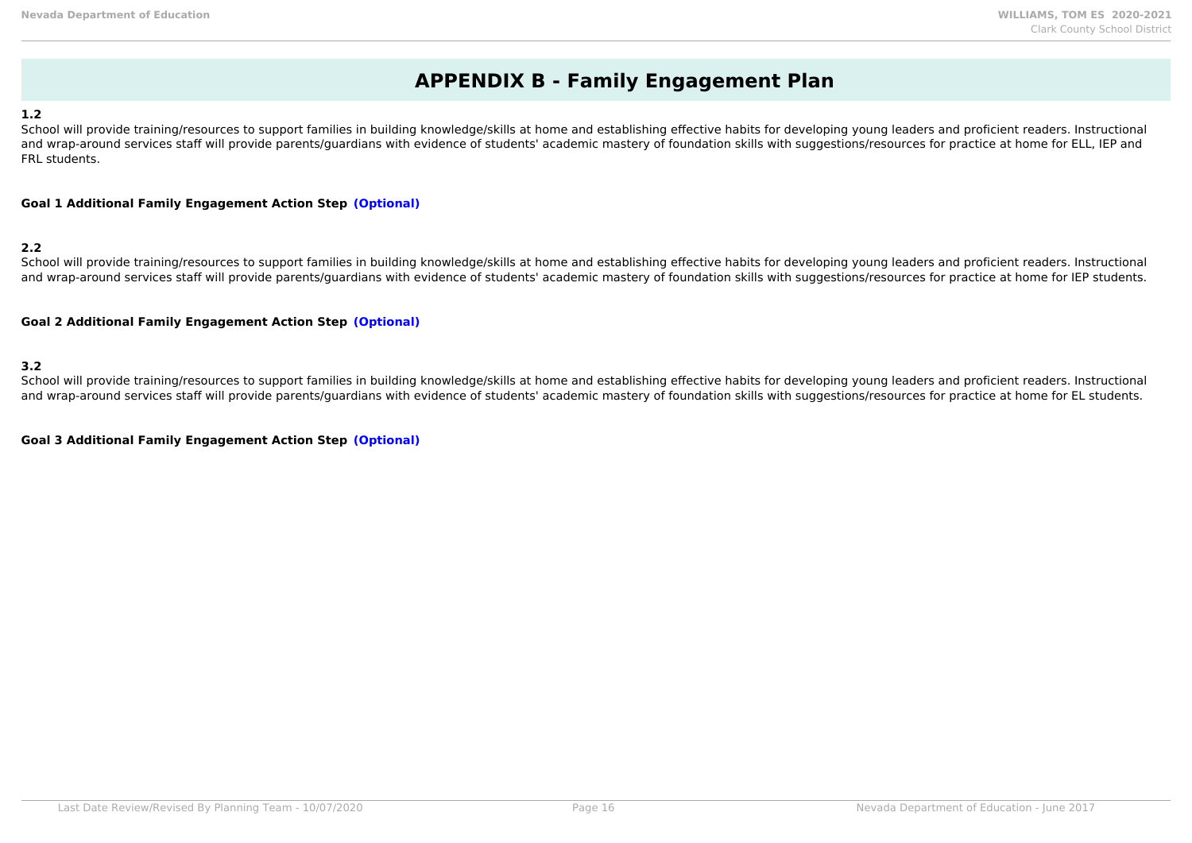# APPENDIX B - Family Engagement Plan

**1.2**

School will provide training/resources to support families in building knowledge/skills at home and establishing effective habits for developing young leaders and proficient readers. Instructional and wrap-around services staff will provide parents/guardians with evidence of students' academic mastery of foundation skills with suggestions/resources for practice at home for ELL, IEP and FRL students.

**Goal 1 Additional Family Engagement Action Step (Optional)**

**2.2**

School will provide training/resources to support families in building knowledge/skills at home and establishing effective habits for developing young leaders and proficient readers. Instructional and wrap-around services staff will provide parents/guardians with evidence of students' academic mastery of foundation skills with suggestions/resources for practice at home for IEP students.

**Goal 2 Additional Family Engagement Action Step (Optional)**

**3.2**

School will provide training/resources to support families in building knowledge/skills at home and establishing effective habits for developing young leaders and proficient readers. Instructional and wrap-around services staff will provide parents/guardians with evidence of students' academic mastery of foundation skills with suggestions/resources for practice at home for EL students.

**Goal 3 Additional Family Engagement Action Step (Optional)**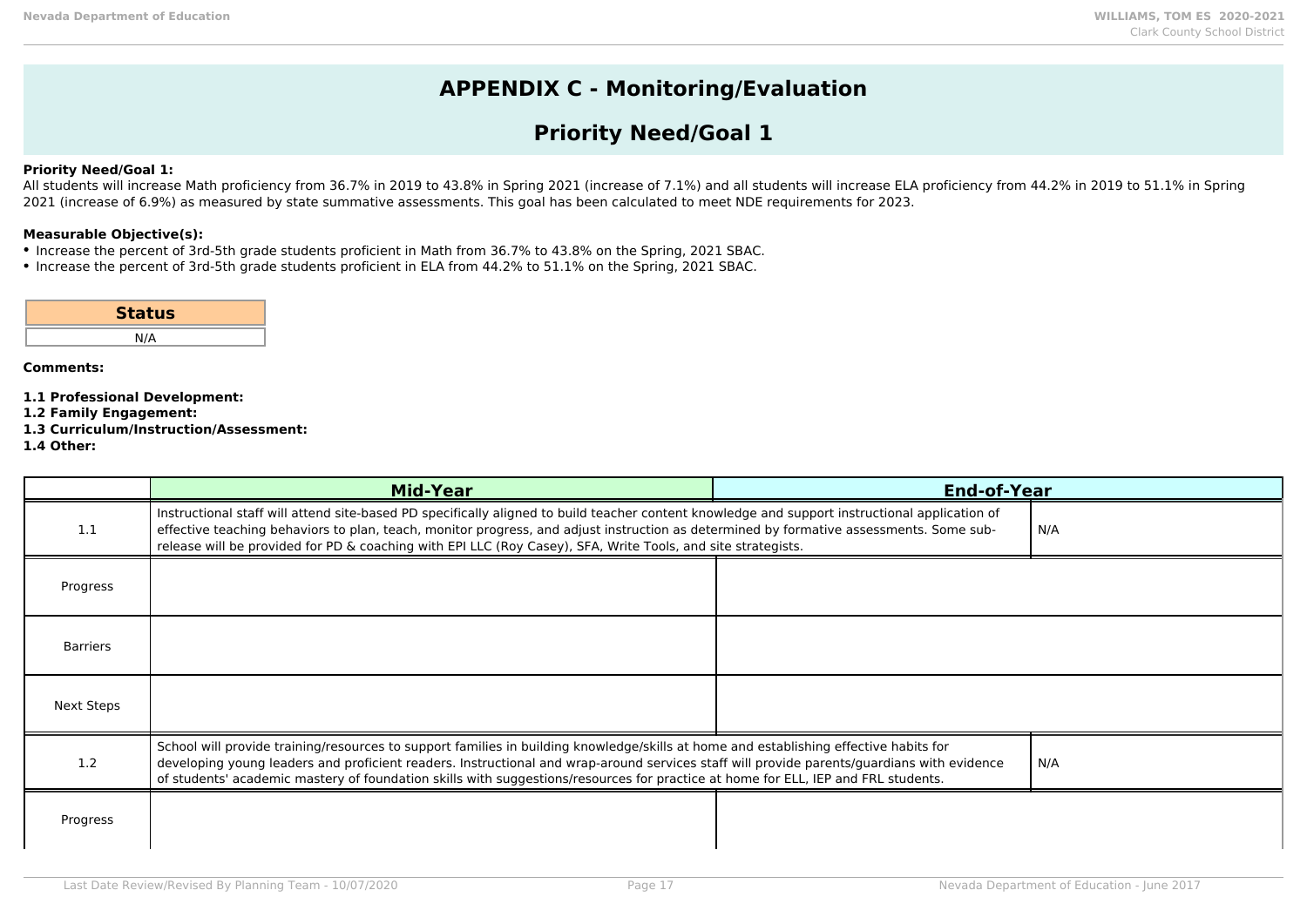# APPENDIX C - Monitoring/Evaluation

## Priority Need/Goal 1

**Priority Need/Goal 1:**
All students will increase Math proficiency from 36.7% in 2019 to 43.8% in Spring 2021 (increase of 7.1%) and all students will increase ELA proficiency from 44.2% in 2019 to 51.1% in Spring 2021 (increase of 6.9%) as measured by state summative assessments. This goal has been calculated to meet NDE requirements for 2023.

**Measurable Objective(s):**
- Increase the percent of 3rd-5th grade students proficient in Math from 36.7% to 43.8% on the Spring, 2021 SBAC.
- Increase the percent of 3rd-5th grade students proficient in ELA from 44.2% to 51.1% on the Spring, 2021 SBAC.

| Status |
|---|
| N/A |

**Comments:**

**1.1 Professional Development:**
**1.2 Family Engagement:**
**1.3 Curriculum/Instruction/Assessment:**
**1.4 Other:**

| | Mid-Year | End-of-Year |
|---|---|---|
| 1.1 | Instructional staff will attend site-based PD specifically aligned to build teacher content knowledge and support instructional application of effective teaching behaviors to plan, teach, monitor progress, and adjust instruction as determined by formative assessments. Some sub-release will be provided for PD & coaching with EPI LLC (Roy Casey), SFA, Write Tools, and site strategists. | N/A |
| Progress | | |
| Barriers | | |
| Next Steps | | |
| 1.2 | School will provide training/resources to support families in building knowledge/skills at home and establishing effective habits for developing young leaders and proficient readers. Instructional and wrap-around services staff will provide parents/guardians with evidence of students' academic mastery of foundation skills with suggestions/resources for practice at home for ELL, IEP and FRL students. | N/A |
| Progress | | |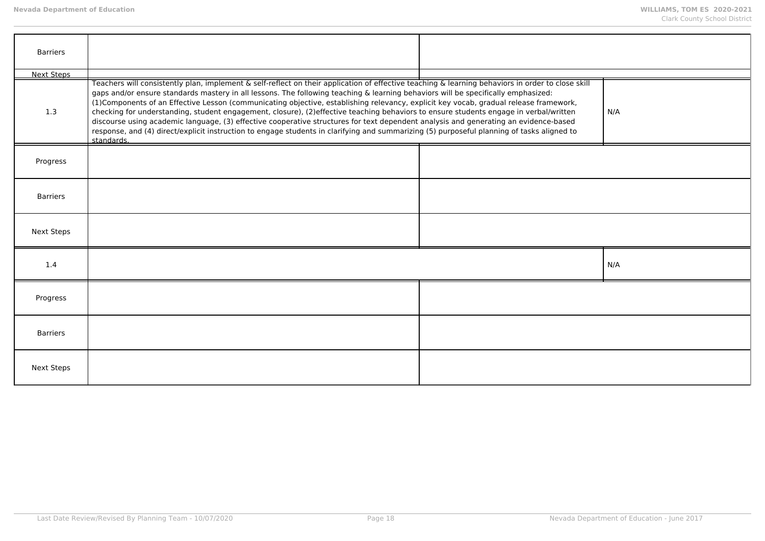| | | |
|---|---|---|
| Barriers | | |
| Next Steps | | |
| 1.3 | Teachers will consistently plan, implement & self-reflect on their application of effective teaching & learning behaviors in order to close skill gaps and/or ensure standards mastery in all lessons. The following teaching & learning behaviors will be specifically emphasized: (1)Components of an Effective Lesson (communicating objective, establishing relevancy, explicit key vocab, gradual release framework, checking for understanding, student engagement, closure), (2)effective teaching behaviors to ensure students engage in verbal/written discourse using academic language, (3) effective cooperative structures for text dependent analysis and generating an evidence-based response, and (4) direct/explicit instruction to engage students in clarifying and summarizing (5) purposeful planning of tasks aligned to standards. | N/A |
| Progress | | |
| Barriers | | |
| Next Steps | | |
| 1.4 | | N/A |
| Progress | | |
| Barriers | | |
| Next Steps | | |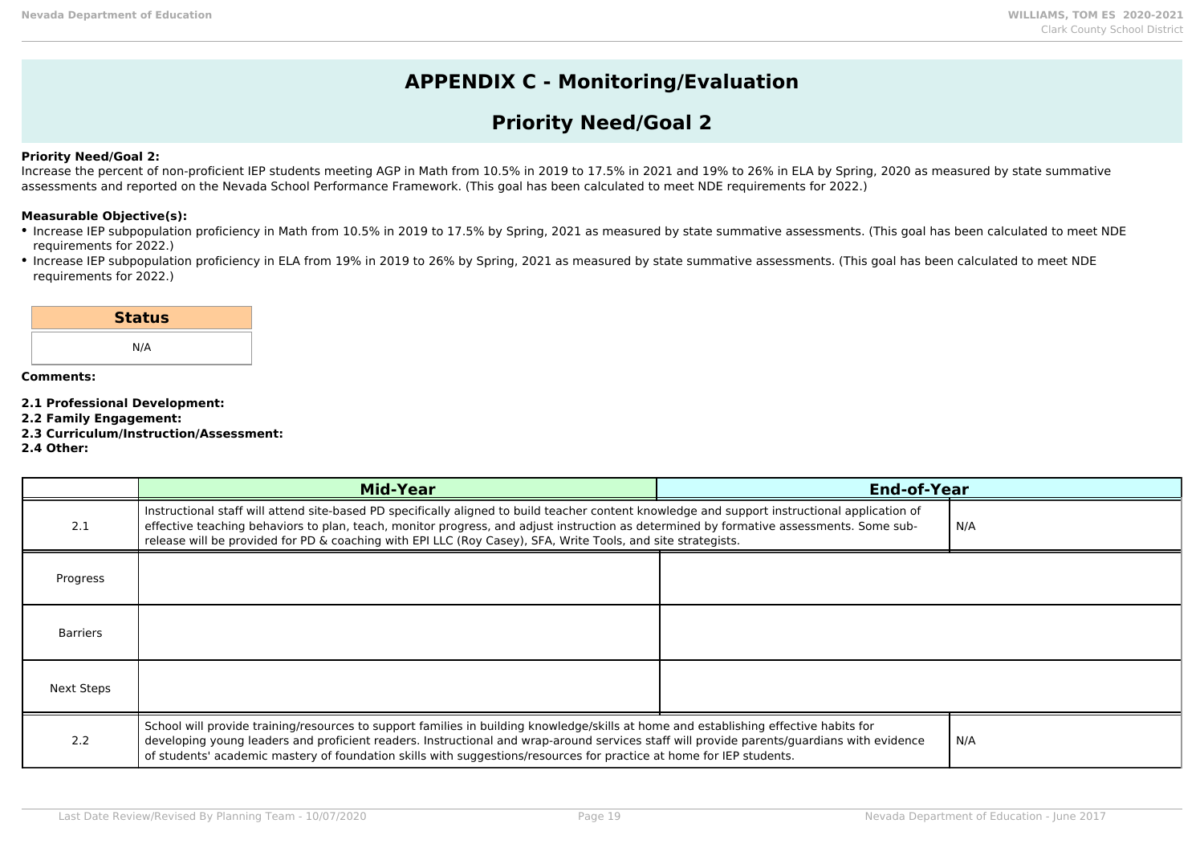# APPENDIX C - Monitoring/Evaluation

## Priority Need/Goal 2

**Priority Need/Goal 2:**
Increase the percent of non-proficient IEP students meeting AGP in Math from 10.5% in 2019 to 17.5% in 2021 and 19% to 26% in ELA by Spring, 2020 as measured by state summative assessments and reported on the Nevada School Performance Framework. (This goal has been calculated to meet NDE requirements for 2022.)

**Measurable Objective(s):**

- Increase IEP subpopulation proficiency in Math from 10.5% in 2019 to 17.5% by Spring, 2021 as measured by state summative assessments. (This goal has been calculated to meet NDE requirements for 2022.)
- Increase IEP subpopulation proficiency in ELA from 19% in 2019 to 26% by Spring, 2021 as measured by state summative assessments. (This goal has been calculated to meet NDE requirements for 2022.)

| Status |
| --- |
| N/A |

**Comments:**

**2.1 Professional Development:**
**2.2 Family Engagement:**
**2.3 Curriculum/Instruction/Assessment:**
**2.4 Other:**

| | Mid-Year | End-of-Year |
| --- | --- | --- |
| 2.1 | Instructional staff will attend site-based PD specifically aligned to build teacher content knowledge and support instructional application of effective teaching behaviors to plan, teach, monitor progress, and adjust instruction as determined by formative assessments. Some sub-release will be provided for PD & coaching with EPI LLC (Roy Casey), SFA, Write Tools, and site strategists. | N/A |
| Progress | | |
| Barriers | | |
| Next Steps | | |
| 2.2 | School will provide training/resources to support families in building knowledge/skills at home and establishing effective habits for developing young leaders and proficient readers. Instructional and wrap-around services staff will provide parents/guardians with evidence of students' academic mastery of foundation skills with suggestions/resources for practice at home for IEP students. | N/A |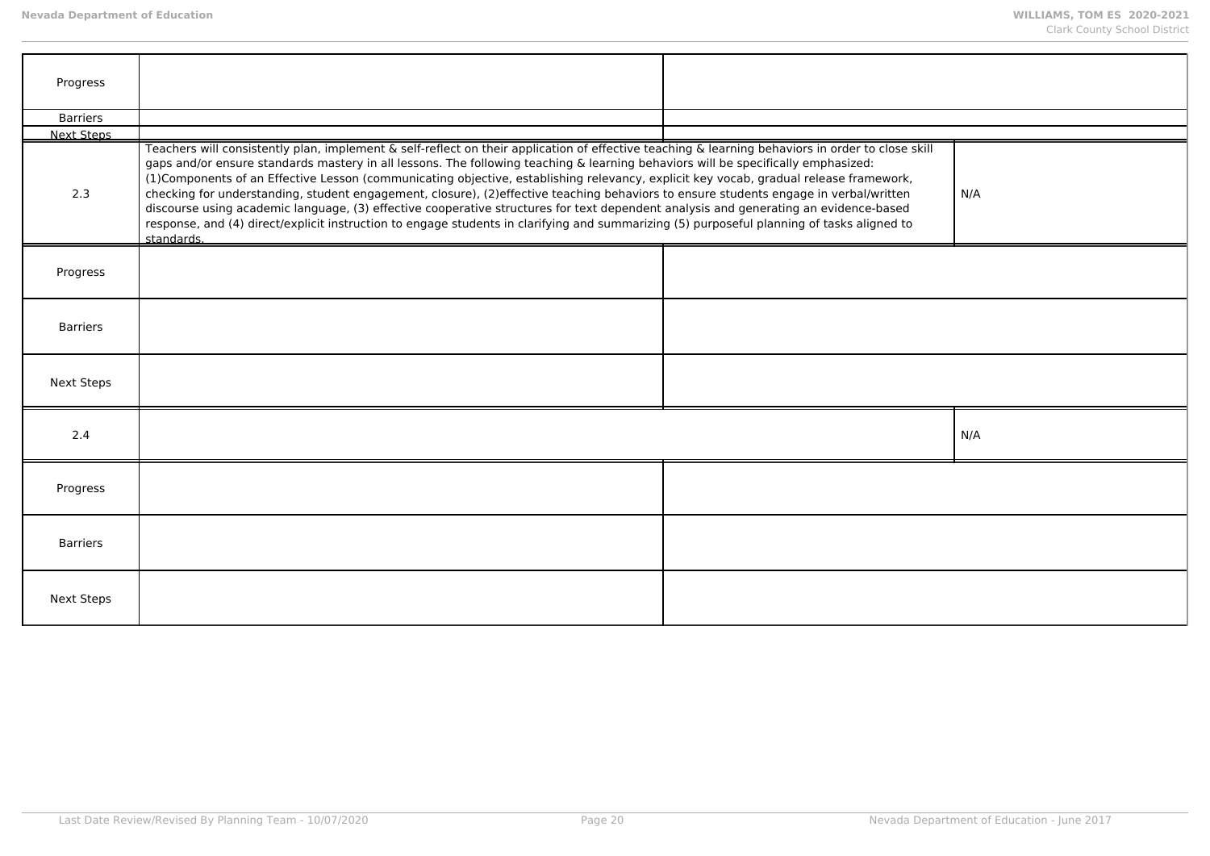| | | |
|---|---|---|
| Progress | | |
| Barriers | | |
| Next Steps | | |
| 2.3 | Teachers will consistently plan, implement & self-reflect on their application of effective teaching & learning behaviors in order to close skill gaps and/or ensure standards mastery in all lessons. The following teaching & learning behaviors will be specifically emphasized: (1)Components of an Effective Lesson (communicating objective, establishing relevancy, explicit key vocab, gradual release framework, checking for understanding, student engagement, closure), (2)effective teaching behaviors to ensure students engage in verbal/written discourse using academic language, (3) effective cooperative structures for text dependent analysis and generating an evidence-based response, and (4) direct/explicit instruction to engage students in clarifying and summarizing (5) purposeful planning of tasks aligned to standards. | N/A |
| Progress | | |
| Barriers | | |
| Next Steps | | |
| 2.4 | | N/A |
| Progress | | |
| Barriers | | |
| Next Steps | | |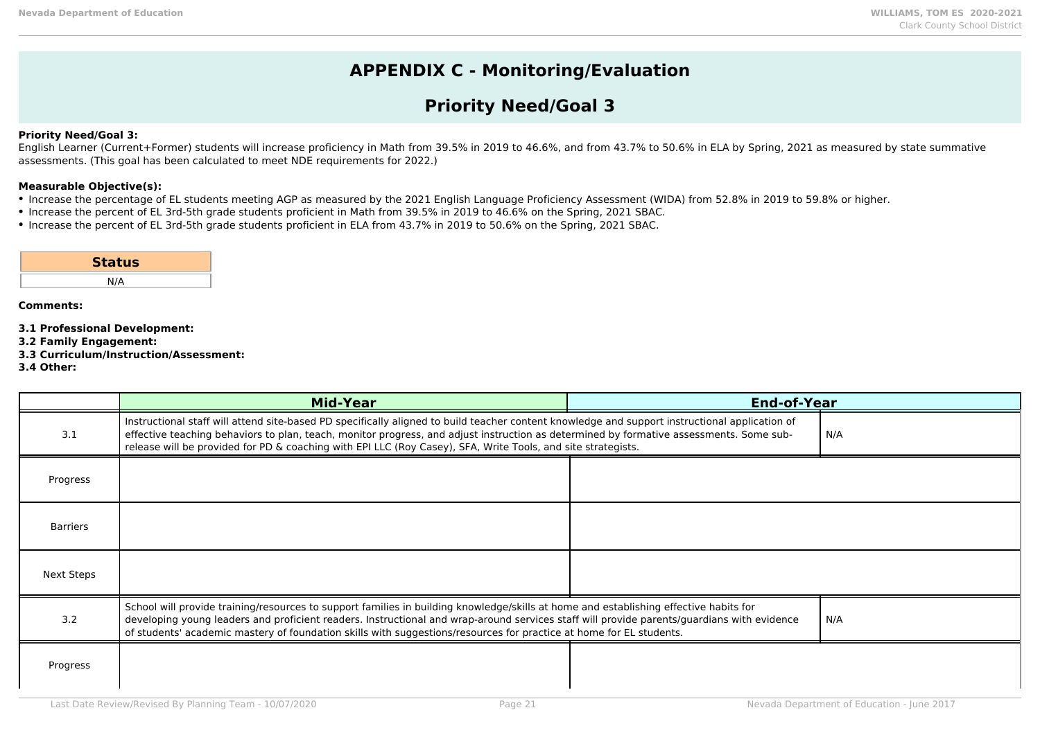# APPENDIX C - Monitoring/Evaluation

## Priority Need/Goal 3

**Priority Need/Goal 3:**
English Learner (Current+Former) students will increase proficiency in Math from 39.5% in 2019 to 46.6%, and from 43.7% to 50.6% in ELA by Spring, 2021 as measured by state summative assessments. (This goal has been calculated to meet NDE requirements for 2022.)

**Measurable Objective(s):**

- Increase the percentage of EL students meeting AGP as measured by the 2021 English Language Proficiency Assessment (WIDA) from 52.8% in 2019 to 59.8% or higher.
- Increase the percent of EL 3rd-5th grade students proficient in Math from 39.5% in 2019 to 46.6% on the Spring, 2021 SBAC.
- Increase the percent of EL 3rd-5th grade students proficient in ELA from 43.7% in 2019 to 50.6% on the Spring, 2021 SBAC.

| Status |
|---|
| N/A |

**Comments:**

**3.1 Professional Development:**
**3.2 Family Engagement:**
**3.3 Curriculum/Instruction/Assessment:**
**3.4 Other:**

| | Mid-Year | End-of-Year |
|---|---|---|
| 3.1 | Instructional staff will attend site-based PD specifically aligned to build teacher content knowledge and support instructional application of effective teaching behaviors to plan, teach, monitor progress, and adjust instruction as determined by formative assessments. Some sub-release will be provided for PD & coaching with EPI LLC (Roy Casey), SFA, Write Tools, and site strategists. | N/A |
| Progress | | |
| Barriers | | |
| Next Steps | | |
| 3.2 | School will provide training/resources to support families in building knowledge/skills at home and establishing effective habits for developing young leaders and proficient readers. Instructional and wrap-around services staff will provide parents/guardians with evidence of students' academic mastery of foundation skills with suggestions/resources for practice at home for EL students. | N/A |
| Progress | | |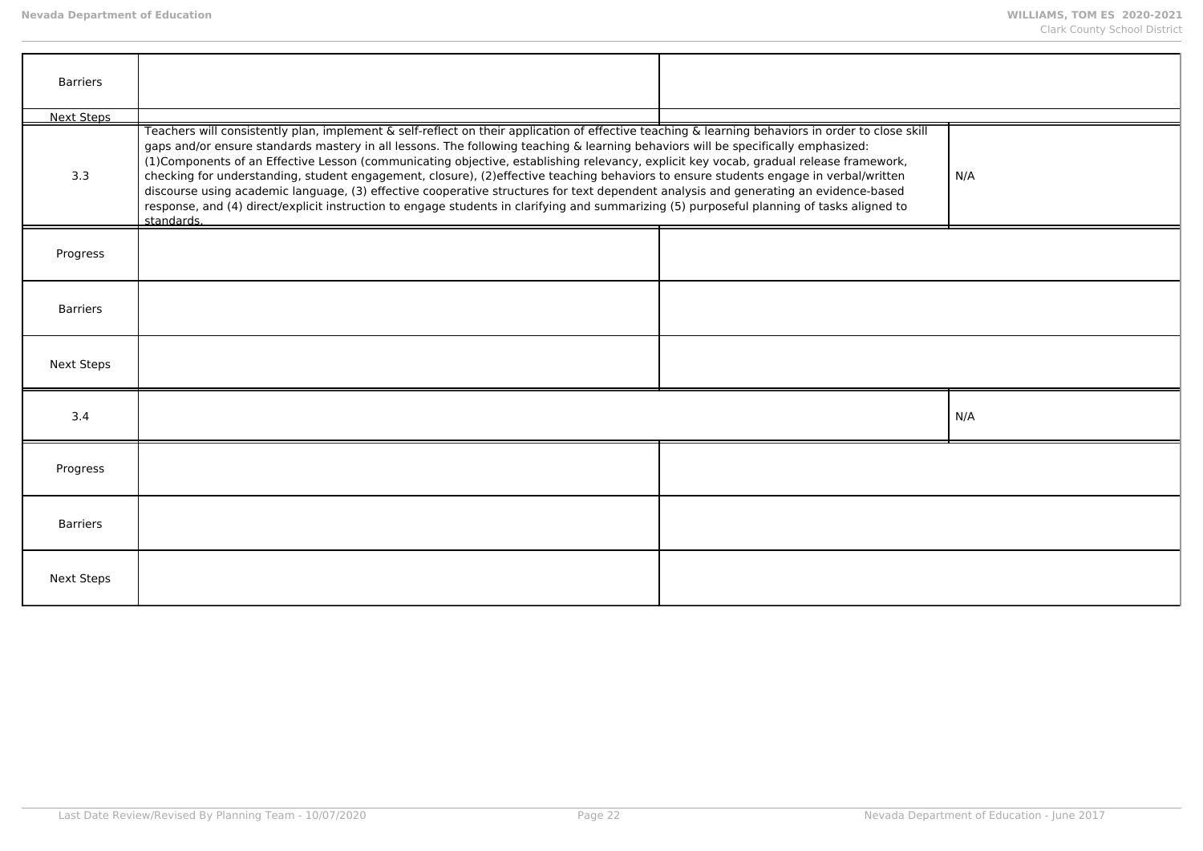| | | |
|---|---|---|
| Barriers | | |
| Next Steps | | |
| 3.3 | Teachers will consistently plan, implement & self-reflect on their application of effective teaching & learning behaviors in order to close skill gaps and/or ensure standards mastery in all lessons. The following teaching & learning behaviors will be specifically emphasized: (1)Components of an Effective Lesson (communicating objective, establishing relevancy, explicit key vocab, gradual release framework, checking for understanding, student engagement, closure), (2)effective teaching behaviors to ensure students engage in verbal/written discourse using academic language, (3) effective cooperative structures for text dependent analysis and generating an evidence-based response, and (4) direct/explicit instruction to engage students in clarifying and summarizing (5) purposeful planning of tasks aligned to standards. | N/A |
| Progress | | |
| Barriers | | |
| Next Steps | | |
| 3.4 | | N/A |
| Progress | | |
| Barriers | | |
| Next Steps | | |